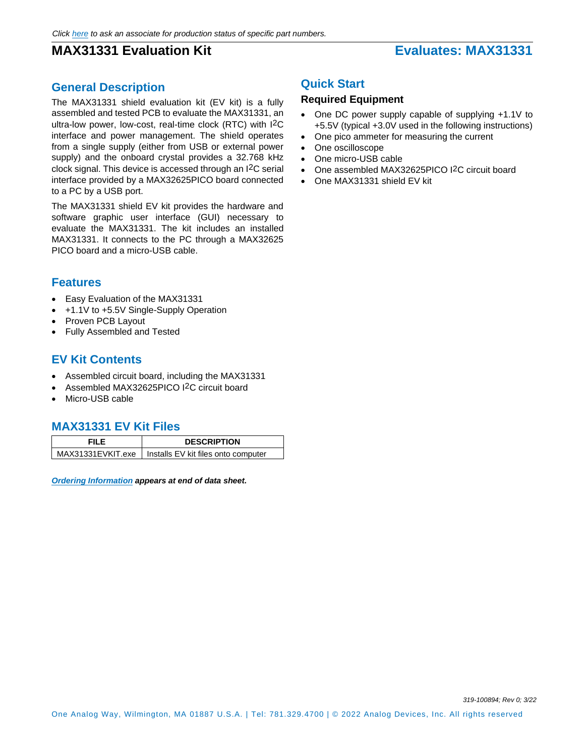*Click here to ask an associate for production status of specific part numbers.*

# MAX31331 Evaluation Kit

## Evaluates: MAX31331

## General Description

The MAX31331 shield evaluation kit (EV kit) is a fully assembled and tested PCB to evaluate the MAX31331, an ultra-low power, low-cost, real-time clock (RTC) with I2C interface and power management. The shield operates from a single supply (either from USB or external power supply) and the onboard crystal provides a 32.768 kHz clock signal. This device is accessed through an I2C serial interface provided by a MAX32625PICO board connected to a PC by a USB port.

The MAX31331 shield EV kit provides the hardware and software graphic user interface (GUI) necessary to evaluate the MAX31331. The kit includes an installed MAX31331. It connects to the PC through a MAX32625 PICO board and a micro-USB cable.

## Features

- Easy Evaluation of the MAX31331
- +1.1V to +5.5V Single-Supply Operation
- Proven PCB Layout
- Fully Assembled and Tested

## EV Kit Contents

- Assembled circuit board, including the MAX31331
- Assembled MAX32625PICO I2C circuit board
- Micro-USB cable

## MAX31331 EV Kit Files

| FILE | DESCRIPTION |
| --- | --- |
| MAX31331EVKIT.exe | Installs EV kit files onto computer |

***Ordering Information** appears at end of data sheet.*

## Quick Start

### Required Equipment

- One DC power supply capable of supplying +1.1V to +5.5V (typical +3.0V used in the following instructions)
- One pico ammeter for measuring the current
- One oscilloscope
- One micro-USB cable
- One assembled MAX32625PICO I2C circuit board
- One MAX31331 shield EV kit

*319-100894; Rev 0; 3/22*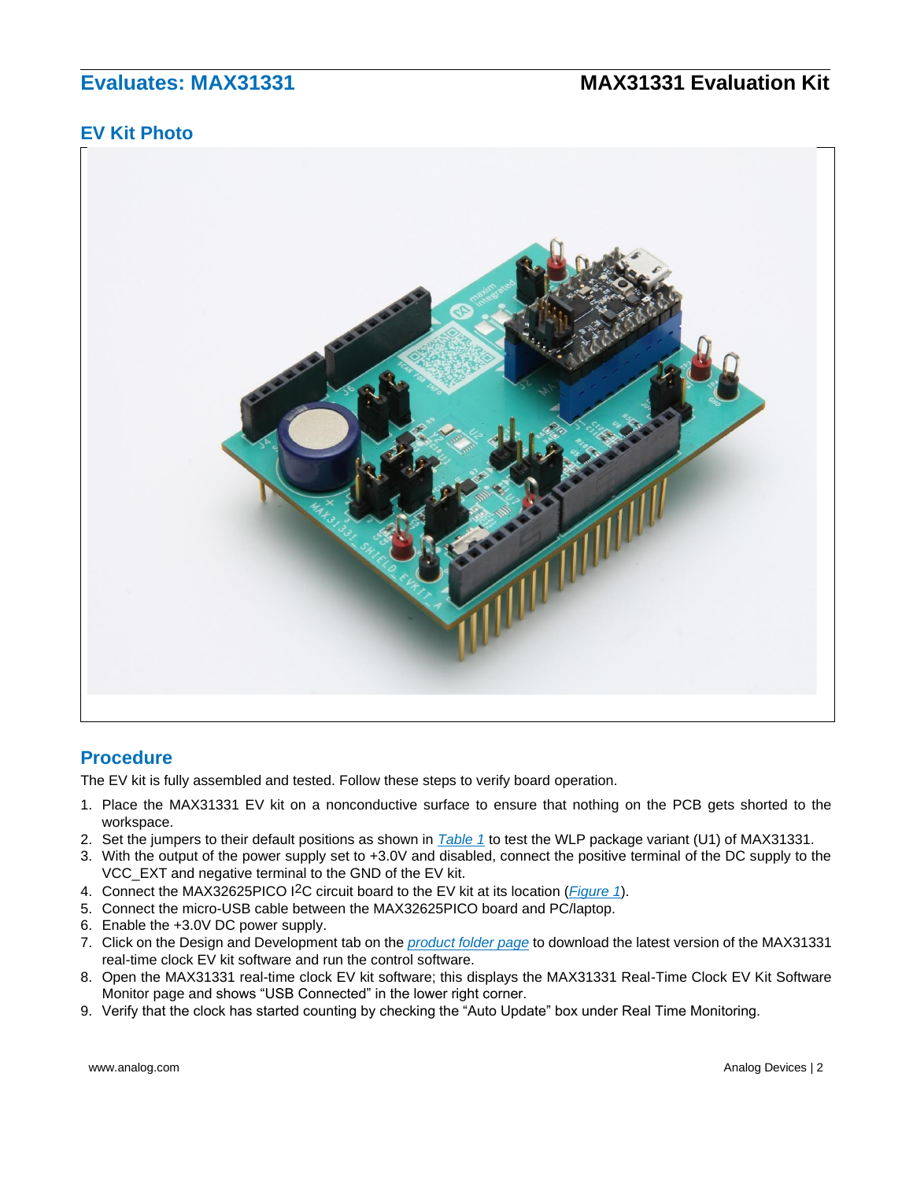## EV Kit Photo

## Procedure

The EV kit is fully assembled and tested. Follow these steps to verify board operation.

1. Place the MAX31331 EV kit on a nonconductive surface to ensure that nothing on the PCB gets shorted to the workspace.
2. Set the jumpers to their default positions as shown in *Table 1* to test the WLP package variant (U1) of MAX31331.
3. With the output of the power supply set to +3.0V and disabled, connect the positive terminal of the DC supply to the VCC_EXT and negative terminal to the GND of the EV kit.
4. Connect the MAX32625PICO I$^2$C circuit board to the EV kit at its location (*Figure 1*).
5. Connect the micro-USB cable between the MAX32625PICO board and PC/laptop.
6. Enable the +3.0V DC power supply.
7. Click on the Design and Development tab on the *product folder page* to download the latest version of the MAX31331 real-time clock EV kit software and run the control software.
8. Open the MAX31331 real-time clock EV kit software; this displays the MAX31331 Real-Time Clock EV Kit Software Monitor page and shows "USB Connected" in the lower right corner.
9. Verify that the clock has started counting by checking the "Auto Update" box under Real Time Monitoring.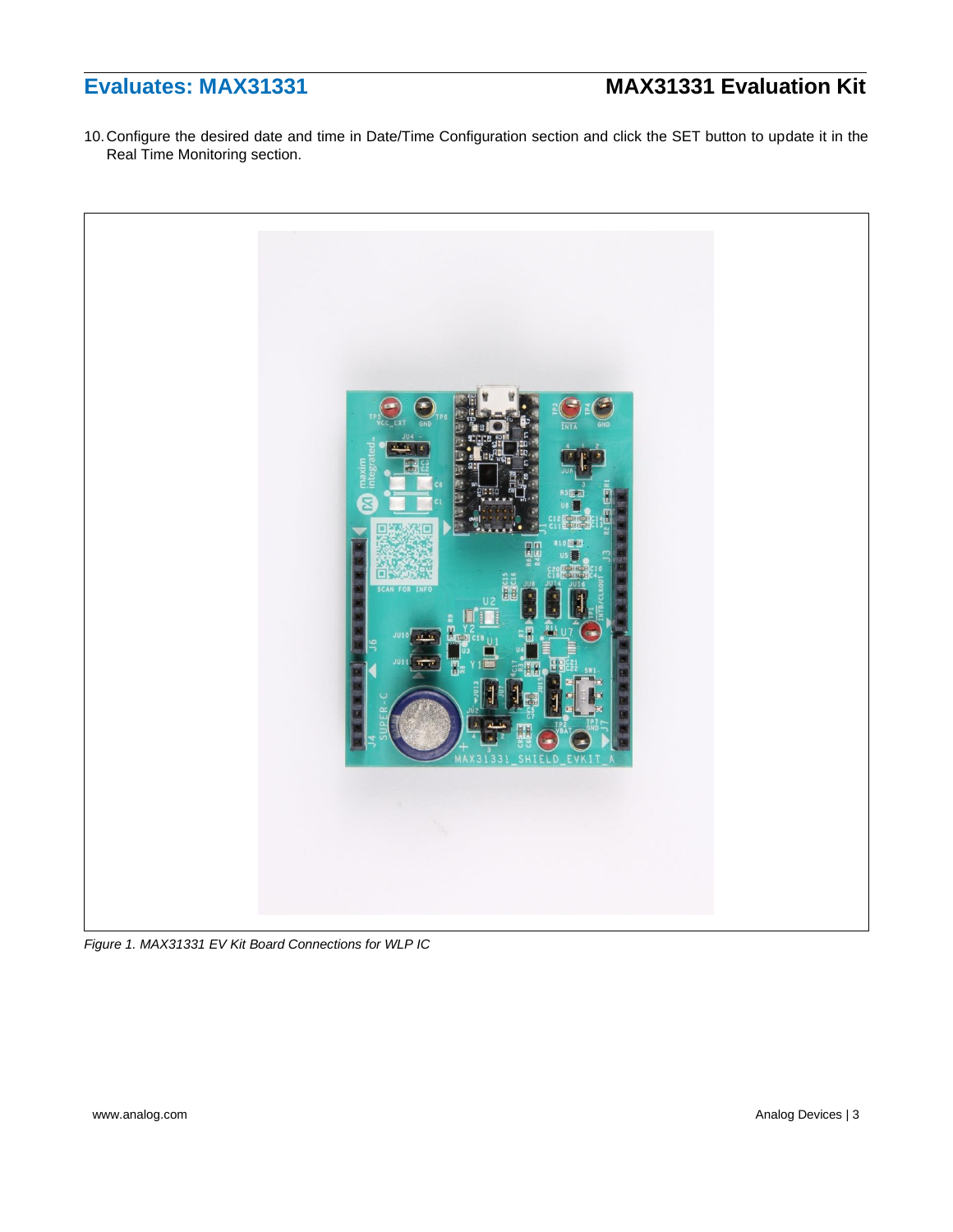10. Configure the desired date and time in Date/Time Configuration section and click the SET button to update it in the Real Time Monitoring section.

*Figure 1. MAX31331 EV Kit Board Connections for WLP IC*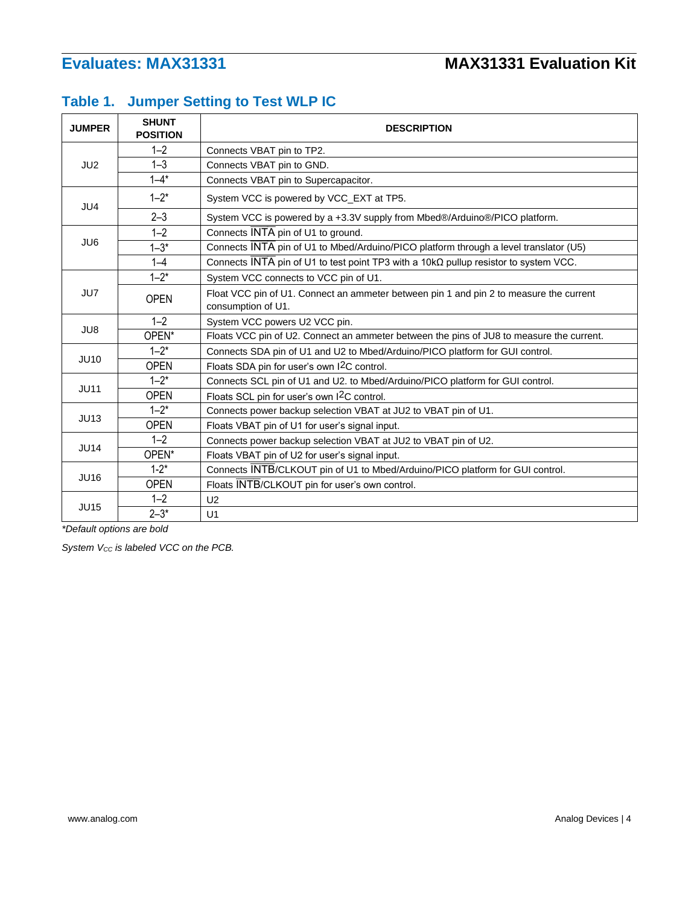## Table 1. Jumper Setting to Test WLP IC

| JUMPER | SHUNT POSITION | DESCRIPTION |
|---|---|---|
| JU2 | 1–2 | Connects VBAT pin to TP2. |
| | 1–3 | Connects VBAT pin to GND. |
| | 1–4* | Connects VBAT pin to Supercapacitor. |
| JU4 | 1–2* | System VCC is powered by VCC_EXT at TP5. |
| | 2–3 | System VCC is powered by a +3.3V supply from Mbed®/Arduino®/PICO platform. |
| JU6 | 1–2 | Connects $\overline{\text{INTA}}$ pin of U1 to ground. |
| | 1–3* | Connects $\overline{\text{INTA}}$ pin of U1 to Mbed/Arduino/PICO platform through a level translator (U5) |
| | 1–4 | Connects $\overline{\text{INTA}}$ pin of U1 to test point TP3 with a 10kΩ pullup resistor to system VCC. |
| JU7 | 1–2* | System VCC connects to VCC pin of U1. |
| | OPEN | Float VCC pin of U1. Connect an ammeter between pin 1 and pin 2 to measure the current consumption of U1. |
| JU8 | 1–2 | System VCC powers U2 VCC pin. |
| | OPEN* | Floats VCC pin of U2. Connect an ammeter between the pins of JU8 to measure the current. |
| JU10 | 1–2* | Connects SDA pin of U1 and U2 to Mbed/Arduino/PICO platform for GUI control. |
| | OPEN | Floats SDA pin for user's own I2C control. |
| JU11 | 1–2* | Connects SCL pin of U1 and U2. to Mbed/Arduino/PICO platform for GUI control. |
| | OPEN | Floats SCL pin for user's own I2C control. |
| JU13 | 1–2* | Connects power backup selection VBAT at JU2 to VBAT pin of U1. |
| | OPEN | Floats VBAT pin of U1 for user's signal input. |
| JU14 | 1–2 | Connects power backup selection VBAT at JU2 to VBAT pin of U2. |
| | OPEN* | Floats VBAT pin of U2 for user's signal input. |
| JU16 | 1-2* | Connects $\overline{\text{INTB}}$/CLKOUT pin of U1 to Mbed/Arduino/PICO platform for GUI control. |
| | OPEN | Floats $\overline{\text{INTB}}$/CLKOUT pin for user's own control. |
| JU15 | 1–2 | U2 |
| | 2–3* | U1 |

*\*Default options are bold*

*System $V_{CC}$ is labeled VCC on the PCB.*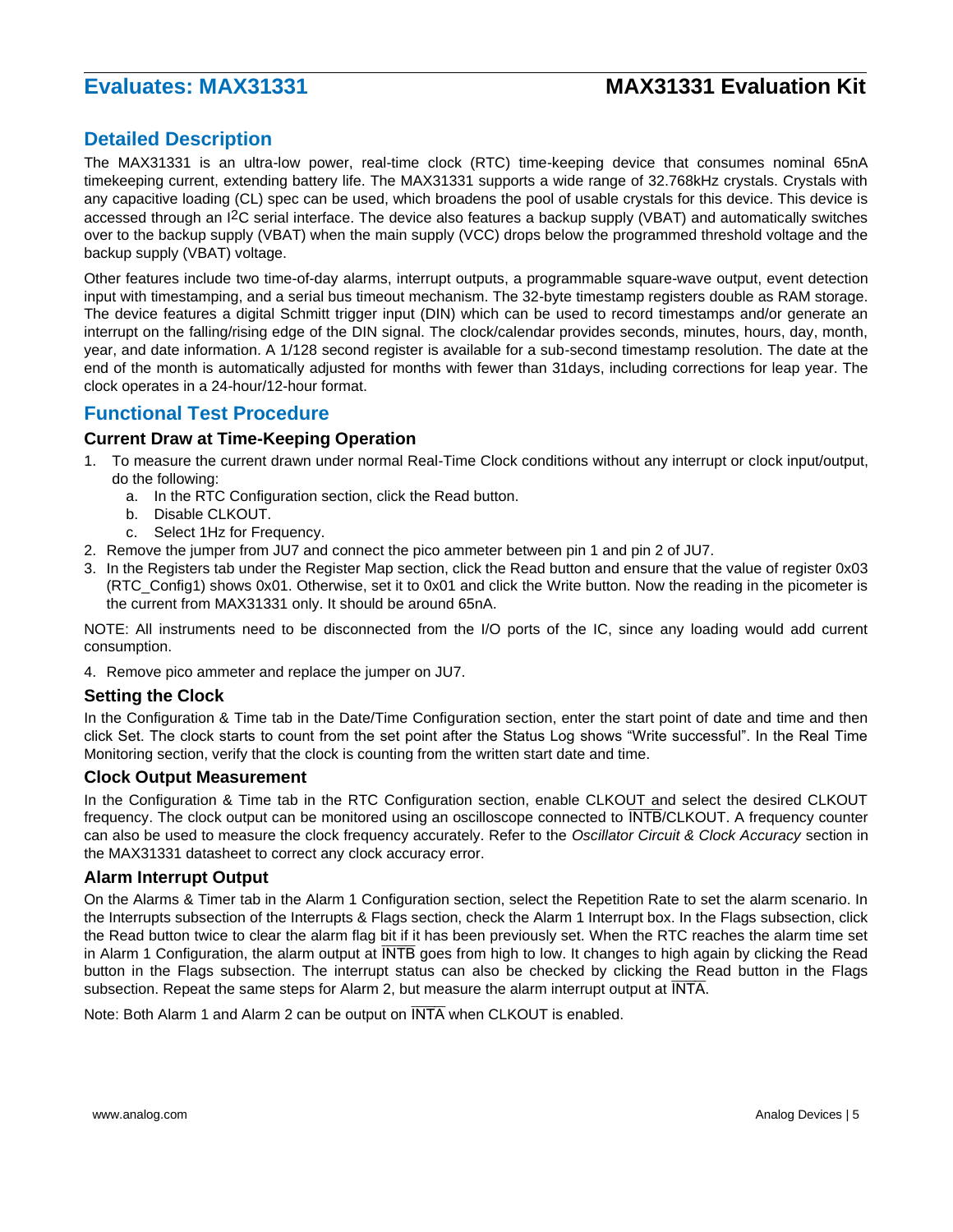## Detailed Description

The MAX31331 is an ultra-low power, real-time clock (RTC) time-keeping device that consumes nominal 65nA timekeeping current, extending battery life. The MAX31331 supports a wide range of 32.768kHz crystals. Crystals with any capacitive loading (CL) spec can be used, which broadens the pool of usable crystals for this device. This device is accessed through an I²C serial interface. The device also features a backup supply (VBAT) and automatically switches over to the backup supply (VBAT) when the main supply (VCC) drops below the programmed threshold voltage and the backup supply (VBAT) voltage.

Other features include two time-of-day alarms, interrupt outputs, a programmable square-wave output, event detection input with timestamping, and a serial bus timeout mechanism. The 32-byte timestamp registers double as RAM storage. The device features a digital Schmitt trigger input (DIN) which can be used to record timestamps and/or generate an interrupt on the falling/rising edge of the DIN signal. The clock/calendar provides seconds, minutes, hours, day, month, year, and date information. A 1/128 second register is available for a sub-second timestamp resolution. The date at the end of the month is automatically adjusted for months with fewer than 31days, including corrections for leap year. The clock operates in a 24-hour/12-hour format.

## Functional Test Procedure

### Current Draw at Time-Keeping Operation

1. To measure the current drawn under normal Real-Time Clock conditions without any interrupt or clock input/output, do the following:
   a. In the RTC Configuration section, click the Read button.
   b. Disable CLKOUT.
   c. Select 1Hz for Frequency.
2. Remove the jumper from JU7 and connect the pico ammeter between pin 1 and pin 2 of JU7.
3. In the Registers tab under the Register Map section, click the Read button and ensure that the value of register 0x03 (RTC_Config1) shows 0x01. Otherwise, set it to 0x01 and click the Write button. Now the reading in the picometer is the current from MAX31331 only. It should be around 65nA.

NOTE: All instruments need to be disconnected from the I/O ports of the IC, since any loading would add current consumption.

4. Remove pico ammeter and replace the jumper on JU7.

### Setting the Clock

In the Configuration & Time tab in the Date/Time Configuration section, enter the start point of date and time and then click Set. The clock starts to count from the set point after the Status Log shows "Write successful". In the Real Time Monitoring section, verify that the clock is counting from the written start date and time.

### Clock Output Measurement

In the Configuration & Time tab in the RTC Configuration section, enable CLKOUT and select the desired CLKOUT frequency. The clock output can be monitored using an oscilloscope connected to $\overline{\text{INTB}}$/CLKOUT. A frequency counter can also be used to measure the clock frequency accurately. Refer to the *Oscillator Circuit & Clock Accuracy* section in the MAX31331 datasheet to correct any clock accuracy error.

### Alarm Interrupt Output

On the Alarms & Timer tab in the Alarm 1 Configuration section, select the Repetition Rate to set the alarm scenario. In the Interrupts subsection of the Interrupts & Flags section, check the Alarm 1 Interrupt box. In the Flags subsection, click the Read button twice to clear the alarm flag bit if it has been previously set. When the RTC reaches the alarm time set in Alarm 1 Configuration, the alarm output at $\overline{\text{INTB}}$ goes from high to low. It changes to high again by clicking the Read button in the Flags subsection. The interrupt status can also be checked by clicking the Read button in the Flags subsection. Repeat the same steps for Alarm 2, but measure the alarm interrupt output at $\overline{\text{INTA}}$.

Note: Both Alarm 1 and Alarm 2 can be output on $\overline{\text{INTA}}$ when CLKOUT is enabled.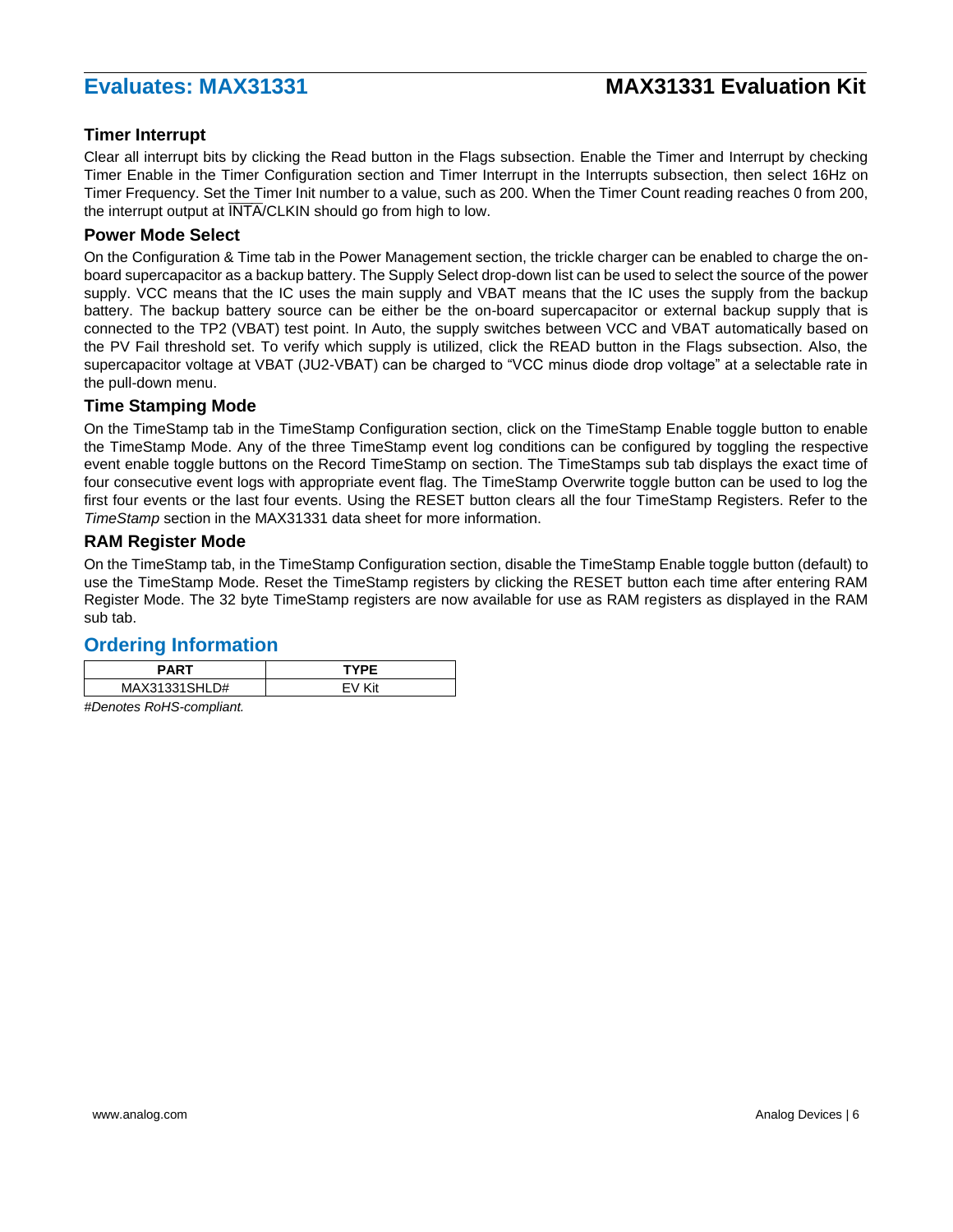### Timer Interrupt

Clear all interrupt bits by clicking the Read button in the Flags subsection. Enable the Timer and Interrupt by checking Timer Enable in the Timer Configuration section and Timer Interrupt in the Interrupts subsection, then select 16Hz on Timer Frequency. Set the Timer Init number to a value, such as 200. When the Timer Count reading reaches 0 from 200, the interrupt output at $\overline{\text{INTA}}$/CLKIN should go from high to low.

### Power Mode Select

On the Configuration & Time tab in the Power Management section, the trickle charger can be enabled to charge the on-board supercapacitor as a backup battery. The Supply Select drop-down list can be used to select the source of the power supply. VCC means that the IC uses the main supply and VBAT means that the IC uses the supply from the backup battery. The backup battery source can be either be the on-board supercapacitor or external backup supply that is connected to the TP2 (VBAT) test point. In Auto, the supply switches between VCC and VBAT automatically based on the PV Fail threshold set. To verify which supply is utilized, click the READ button in the Flags subsection. Also, the supercapacitor voltage at VBAT (JU2-VBAT) can be charged to "VCC minus diode drop voltage" at a selectable rate in the pull-down menu.

### Time Stamping Mode

On the TimeStamp tab in the TimeStamp Configuration section, click on the TimeStamp Enable toggle button to enable the TimeStamp Mode. Any of the three TimeStamp event log conditions can be configured by toggling the respective event enable toggle buttons on the Record TimeStamp on section. The TimeStamps sub tab displays the exact time of four consecutive event logs with appropriate event flag. The TimeStamp Overwrite toggle button can be used to log the first four events or the last four events. Using the RESET button clears all the four TimeStamp Registers. Refer to the *TimeStamp* section in the MAX31331 data sheet for more information.

### RAM Register Mode

On the TimeStamp tab, in the TimeStamp Configuration section, disable the TimeStamp Enable toggle button (default) to use the TimeStamp Mode. Reset the TimeStamp registers by clicking the RESET button each time after entering RAM Register Mode. The 32 byte TimeStamp registers are now available for use as RAM registers as displayed in the RAM sub tab.

## Ordering Information

| PART | TYPE |
|---|---|
| MAX31331SHLD# | EV Kit |

*#Denotes RoHS-compliant.*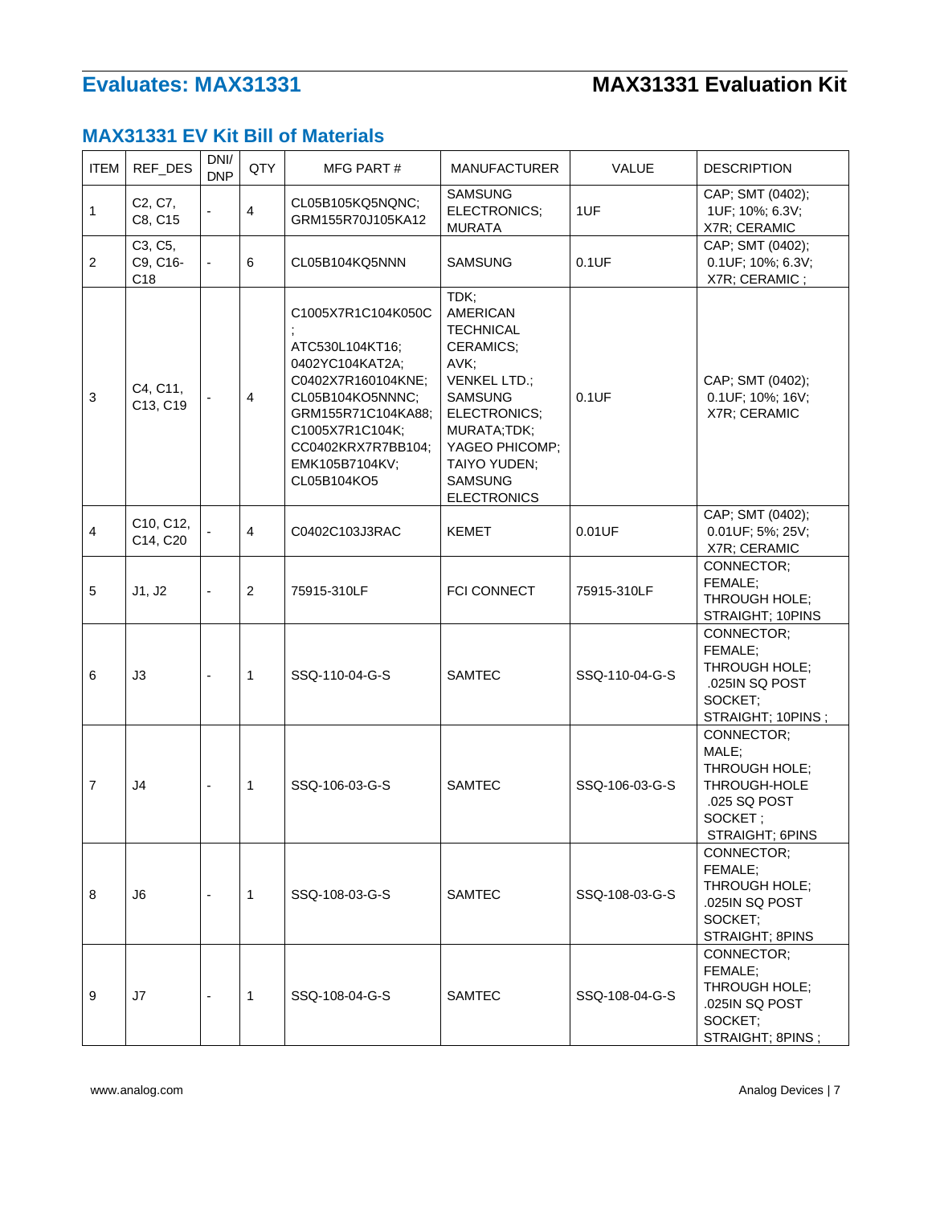## MAX31331 EV Kit Bill of Materials

| ITEM | REF_DES | DNI/ DNP | QTY | MFG PART # | MANUFACTURER | VALUE | DESCRIPTION |
|---|---|---|---|---|---|---|---|
| 1 | C2, C7, C8, C15 | - | 4 | CL05B105KQ5NQNC; GRM155R70J105KA12 | SAMSUNG ELECTRONICS; MURATA | 1UF | CAP; SMT (0402); 1UF; 10%; 6.3V; X7R; CERAMIC |
| 2 | C3, C5, C9, C16-C18 | - | 6 | CL05B104KQ5NNN | SAMSUNG | 0.1UF | CAP; SMT (0402); 0.1UF; 10%; 6.3V; X7R; CERAMIC ; |
| 3 | C4, C11, C13, C19 | - | 4 | C1005X7R1C104K050C ; ATC530L104KT16; 0402YC104KAT2A; C0402X7R160104KNE; CL05B104KO5NNNC; GRM155R71C104KA88; C1005X7R1C104K; CC0402KRX7R7BB104; EMK105B7104KV; CL05B104KO5 | TDK; AMERICAN TECHNICAL CERAMICS; AVK; VENKEL LTD.; SAMSUNG ELECTRONICS; MURATA;TDK; YAGEO PHICOMP; TAIYO YUDEN; SAMSUNG ELECTRONICS | 0.1UF | CAP; SMT (0402); 0.1UF; 10%; 16V; X7R; CERAMIC |
| 4 | C10, C12, C14, C20 | - | 4 | C0402C103J3RAC | KEMET | 0.01UF | CAP; SMT (0402); 0.01UF; 5%; 25V; X7R; CERAMIC |
| 5 | J1, J2 | - | 2 | 75915-310LF | FCI CONNECT | 75915-310LF | CONNECTOR; FEMALE; THROUGH HOLE; STRAIGHT; 10PINS |
| 6 | J3 | - | 1 | SSQ-110-04-G-S | SAMTEC | SSQ-110-04-G-S | CONNECTOR; FEMALE; THROUGH HOLE; .025IN SQ POST SOCKET; STRAIGHT; 10PINS ; |
| 7 | J4 | - | 1 | SSQ-106-03-G-S | SAMTEC | SSQ-106-03-G-S | CONNECTOR; MALE; THROUGH HOLE; THROUGH-HOLE .025 SQ POST SOCKET ; STRAIGHT; 6PINS |
| 8 | J6 | - | 1 | SSQ-108-03-G-S | SAMTEC | SSQ-108-03-G-S | CONNECTOR; FEMALE; THROUGH HOLE; .025IN SQ POST SOCKET; STRAIGHT; 8PINS |
| 9 | J7 | - | 1 | SSQ-108-04-G-S | SAMTEC | SSQ-108-04-G-S | CONNECTOR; FEMALE; THROUGH HOLE; .025IN SQ POST SOCKET; STRAIGHT; 8PINS ; |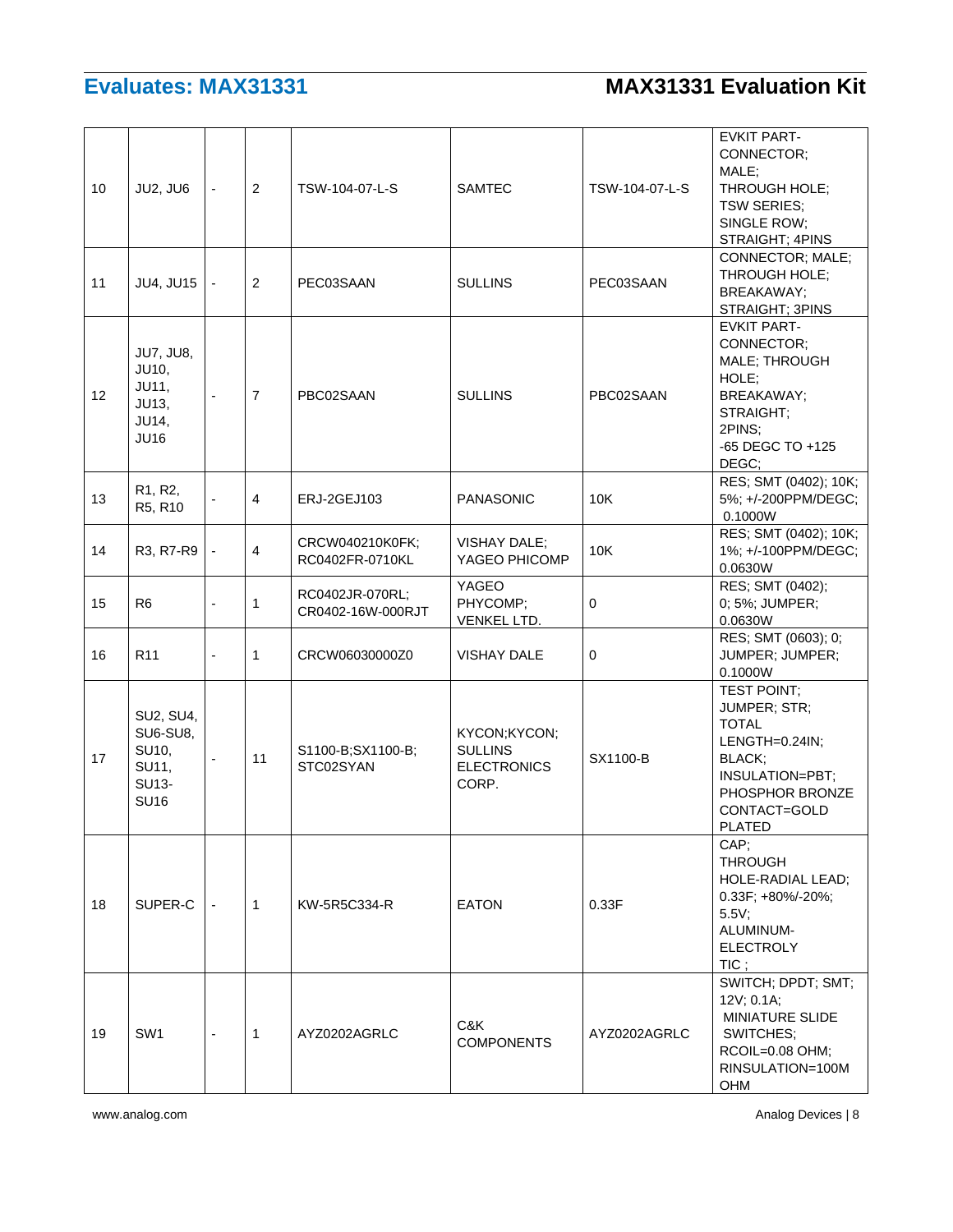| 10 | JU2, JU6 | - | 2 | TSW-104-07-L-S | SAMTEC | TSW-104-07-L-S | EVKIT PART-CONNECTOR; MALE; THROUGH HOLE; TSW SERIES; SINGLE ROW; STRAIGHT; 4PINS |
|---|---|---|---|---|---|---|---|
| 11 | JU4, JU15 | - | 2 | PEC03SAAN | SULLINS | PEC03SAAN | CONNECTOR; MALE; THROUGH HOLE; BREAKAWAY; STRAIGHT; 3PINS |
| 12 | JU7, JU8, JU10, JU11, JU13, JU14, JU16 | - | 7 | PBC02SAAN | SULLINS | PBC02SAAN | EVKIT PART-CONNECTOR; MALE; THROUGH HOLE; BREAKAWAY; STRAIGHT; 2PINS; -65 DEGC TO +125 DEGC; |
| 13 | R1, R2, R5, R10 | - | 4 | ERJ-2GEJ103 | PANASONIC | 10K | RES; SMT (0402); 10K; 5%; +/-200PPM/DEGC; 0.1000W |
| 14 | R3, R7-R9 | - | 4 | CRCW040210K0FK; RC0402FR-0710KL | VISHAY DALE; YAGEO PHICOMP | 10K | RES; SMT (0402); 10K; 1%; +/-100PPM/DEGC; 0.0630W |
| 15 | R6 | - | 1 | RC0402JR-070RL; CR0402-16W-000RJT | YAGEO PHYCOMP; VENKEL LTD. | 0 | RES; SMT (0402); 0; 5%; JUMPER; 0.0630W |
| 16 | R11 | - | 1 | CRCW06030000Z0 | VISHAY DALE | 0 | RES; SMT (0603); 0; JUMPER; JUMPER; 0.1000W |
| 17 | SU2, SU4, SU6-SU8, SU10, SU11, SU13-SU16 | - | 11 | S1100-B;SX1100-B; STC02SYAN | KYCON;KYCON; SULLINS ELECTRONICS CORP. | SX1100-B | TEST POINT; JUMPER; STR; TOTAL LENGTH=0.24IN; BLACK; INSULATION=PBT; PHOSPHOR BRONZE CONTACT=GOLD PLATED |
| 18 | SUPER-C | - | 1 | KW-5R5C334-R | EATON | 0.33F | CAP; THROUGH HOLE-RADIAL LEAD; 0.33F; +80%/-20%; 5.5V; ALUMINUM-ELECTROLY TIC ; |
| 19 | SW1 | - | 1 | AYZ0202AGRLC | C&K COMPONENTS | AYZ0202AGRLC | SWITCH; DPDT; SMT; 12V; 0.1A; MINIATURE SLIDE SWITCHES; RCOIL=0.08 OHM; RINSULATION=100M OHM |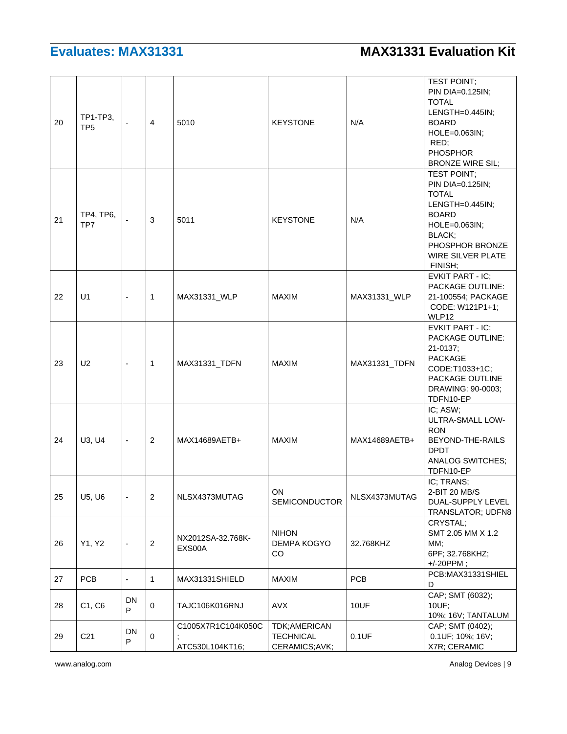| 20 | TP1-TP3, TP5 | - | 4 | 5010 | KEYSTONE | N/A | TEST POINT; PIN DIA=0.125IN; TOTAL LENGTH=0.445IN; BOARD HOLE=0.063IN; RED; PHOSPHOR BRONZE WIRE SIL; |
|---|---|---|---|---|---|---|---|
| 21 | TP4, TP6, TP7 | - | 3 | 5011 | KEYSTONE | N/A | TEST POINT; PIN DIA=0.125IN; TOTAL LENGTH=0.445IN; BOARD HOLE=0.063IN; BLACK; PHOSPHOR BRONZE WIRE SILVER PLATE FINISH; |
| 22 | U1 | - | 1 | MAX31331_WLP | MAXIM | MAX31331_WLP | EVKIT PART - IC; PACKAGE OUTLINE: 21-100554; PACKAGE CODE: W121P1+1; WLP12 |
| 23 | U2 | - | 1 | MAX31331_TDFN | MAXIM | MAX31331_TDFN | EVKIT PART - IC; PACKAGE OUTLINE: 21-0137; PACKAGE CODE:T1033+1C; PACKAGE OUTLINE DRAWING: 90-0003; TDFN10-EP |
| 24 | U3, U4 | - | 2 | MAX14689AETB+ | MAXIM | MAX14689AETB+ | IC; ASW; ULTRA-SMALL LOW-RON BEYOND-THE-RAILS DPDT ANALOG SWITCHES; TDFN10-EP |
| 25 | U5, U6 | - | 2 | NLSX4373MUTAG | ON SEMICONDUCTOR | NLSX4373MUTAG | IC; TRANS; 2-BIT 20 MB/S DUAL-SUPPLY LEVEL TRANSLATOR; UDFN8 |
| 26 | Y1, Y2 | - | 2 | NX2012SA-32.768K-EXS00A | NIHON DEMPA KOGYO CO | 32.768KHZ | CRYSTAL; SMT 2.05 MM X 1.2 MM; 6PF; 32.768KHZ; +/-20PPM ; |
| 27 | PCB | - | 1 | MAX31331SHIELD | MAXIM | PCB | PCB:MAX31331SHIELD |
| 28 | C1, C6 | DNP | 0 | TAJC106K016RNJ | AVX | 10UF | CAP; SMT (6032); 10UF; 10%; 16V; TANTALUM |
| 29 | C21 | DNP | 0 | C1005X7R1C104K050C; ATC530L104KT16; | TDK;AMERICAN TECHNICAL CERAMICS;AVK; | 0.1UF | CAP; SMT (0402); 0.1UF; 10%; 16V; X7R; CERAMIC |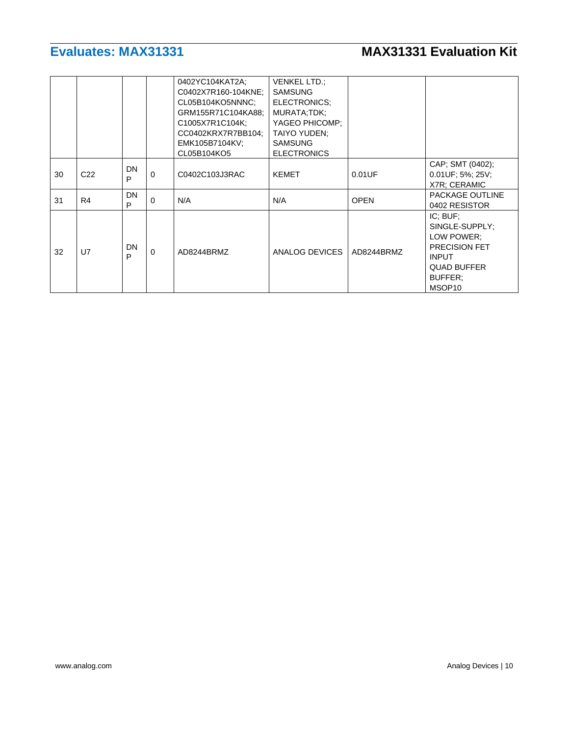| | | | | 0402YC104KAT2A; C0402X7R160-104KNE; CL05B104KO5NNNC; GRM155R71C104KA88; C1005X7R1C104K; CC0402KRX7R7BB104; EMK105B7104KV; CL05B104KO5 | VENKEL LTD.; SAMSUNG ELECTRONICS; MURATA;TDK; YAGEO PHICOMP; TAIYO YUDEN; SAMSUNG ELECTRONICS | | |
|---|---|---|---|---|---|---|---|
| 30 | C22 | DNP | 0 | C0402C103J3RAC | KEMET | 0.01UF | CAP; SMT (0402); 0.01UF; 5%; 25V; X7R; CERAMIC |
| 31 | R4 | DNP | 0 | N/A | N/A | OPEN | PACKAGE OUTLINE 0402 RESISTOR |
| 32 | U7 | DNP | 0 | AD8244BRMZ | ANALOG DEVICES | AD8244BRMZ | IC; BUF; SINGLE-SUPPLY; LOW POWER; PRECISION FET INPUT QUAD BUFFER BUFFER; MSOP10 |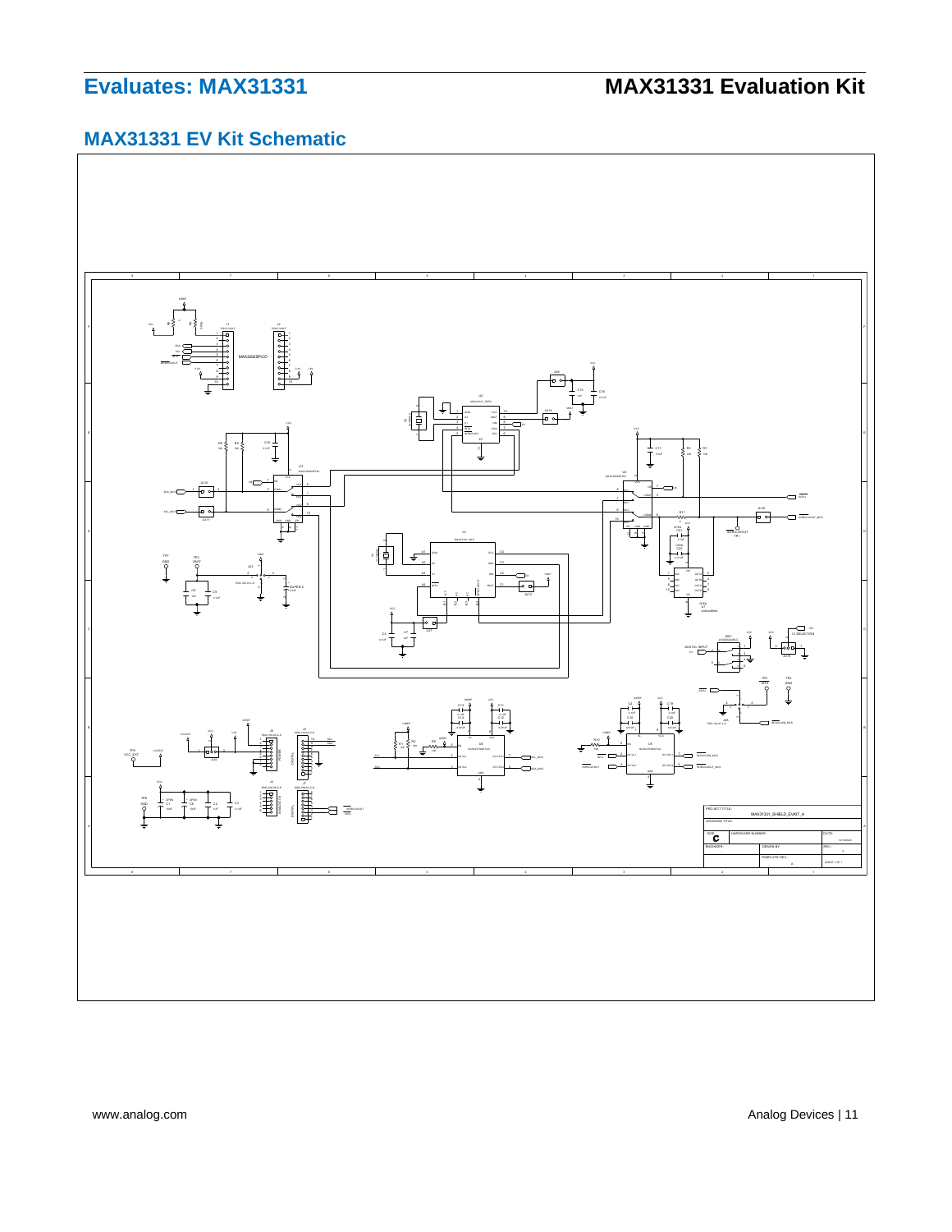## MAX31331 EV Kit Schematic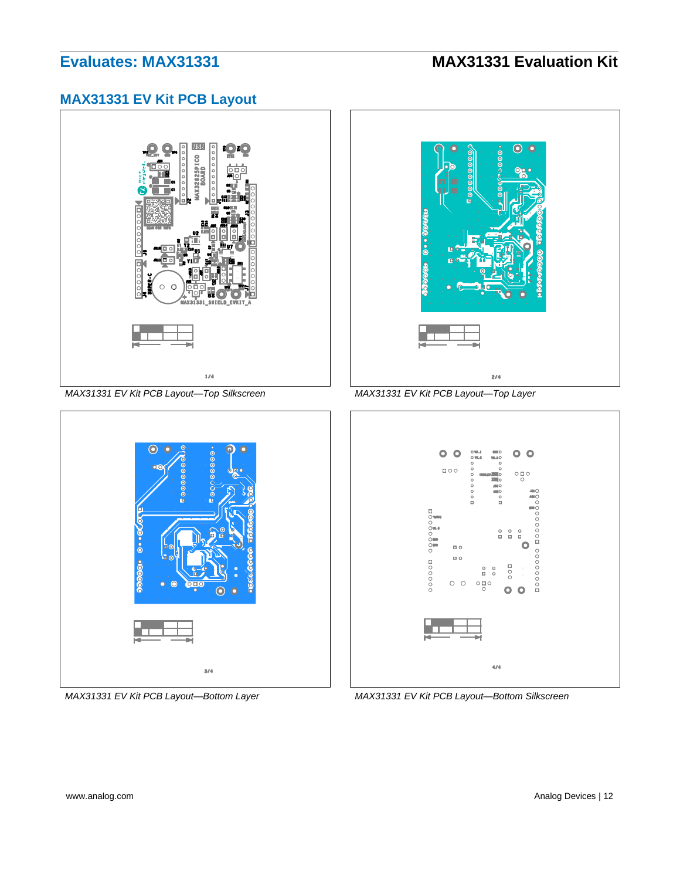## MAX31331 EV Kit PCB Layout

*MAX31331 EV Kit PCB Layout—Top Silkscreen*

*MAX31331 EV Kit PCB Layout—Top Layer*

*MAX31331 EV Kit PCB Layout—Bottom Layer*

*MAX31331 EV Kit PCB Layout—Bottom Silkscreen*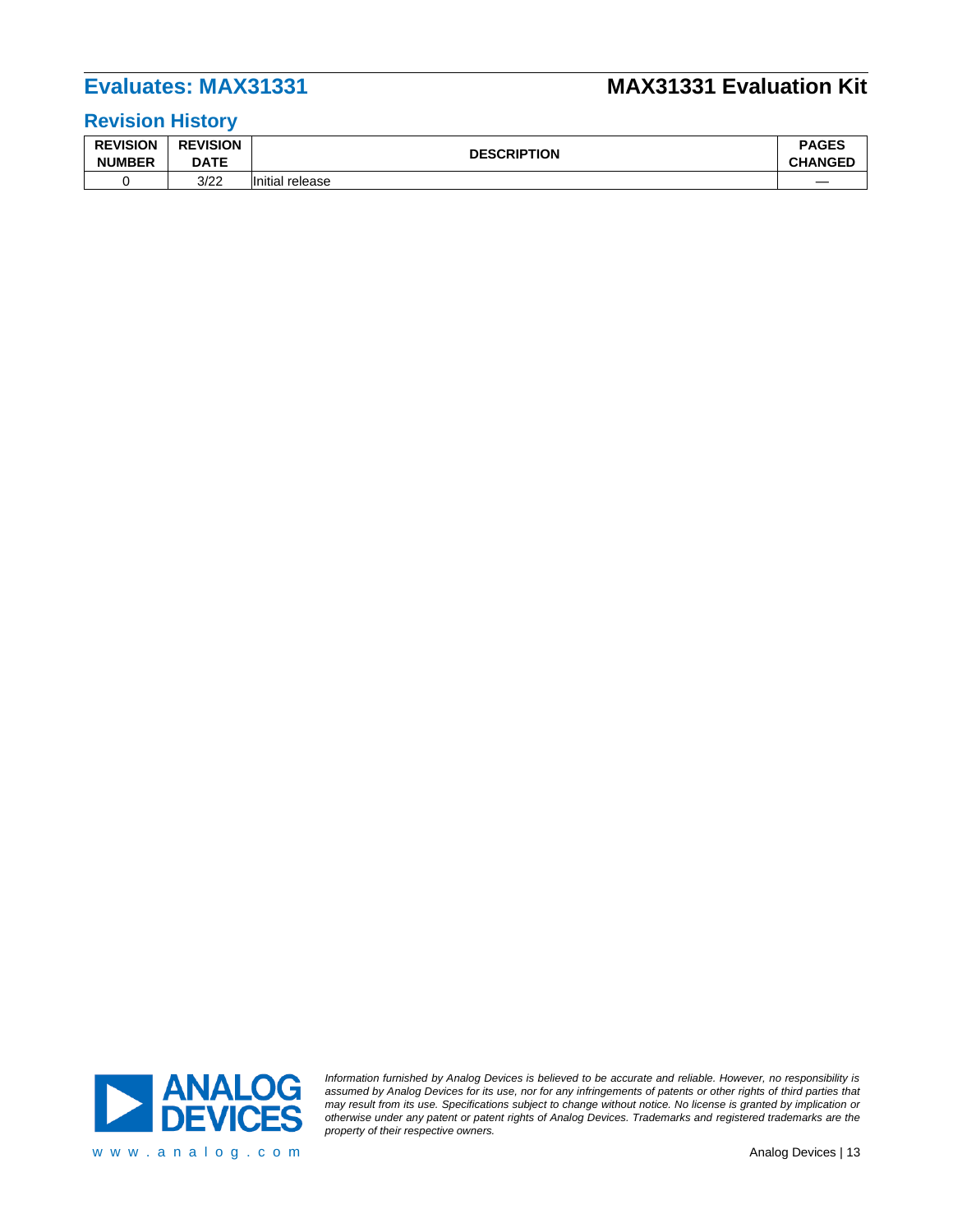## Revision History

| REVISION NUMBER | REVISION DATE | DESCRIPTION | PAGES CHANGED |
|---|---|---|---|
| 0 | 3/22 | Initial release | — |

*Information furnished by Analog Devices is believed to be accurate and reliable. However, no responsibility is assumed by Analog Devices for its use, nor for any infringements of patents or other rights of third parties that may result from its use. Specifications subject to change without notice. No license is granted by implication or otherwise under any patent or patent rights of Analog Devices. Trademarks and registered trademarks are the property of their respective owners.*